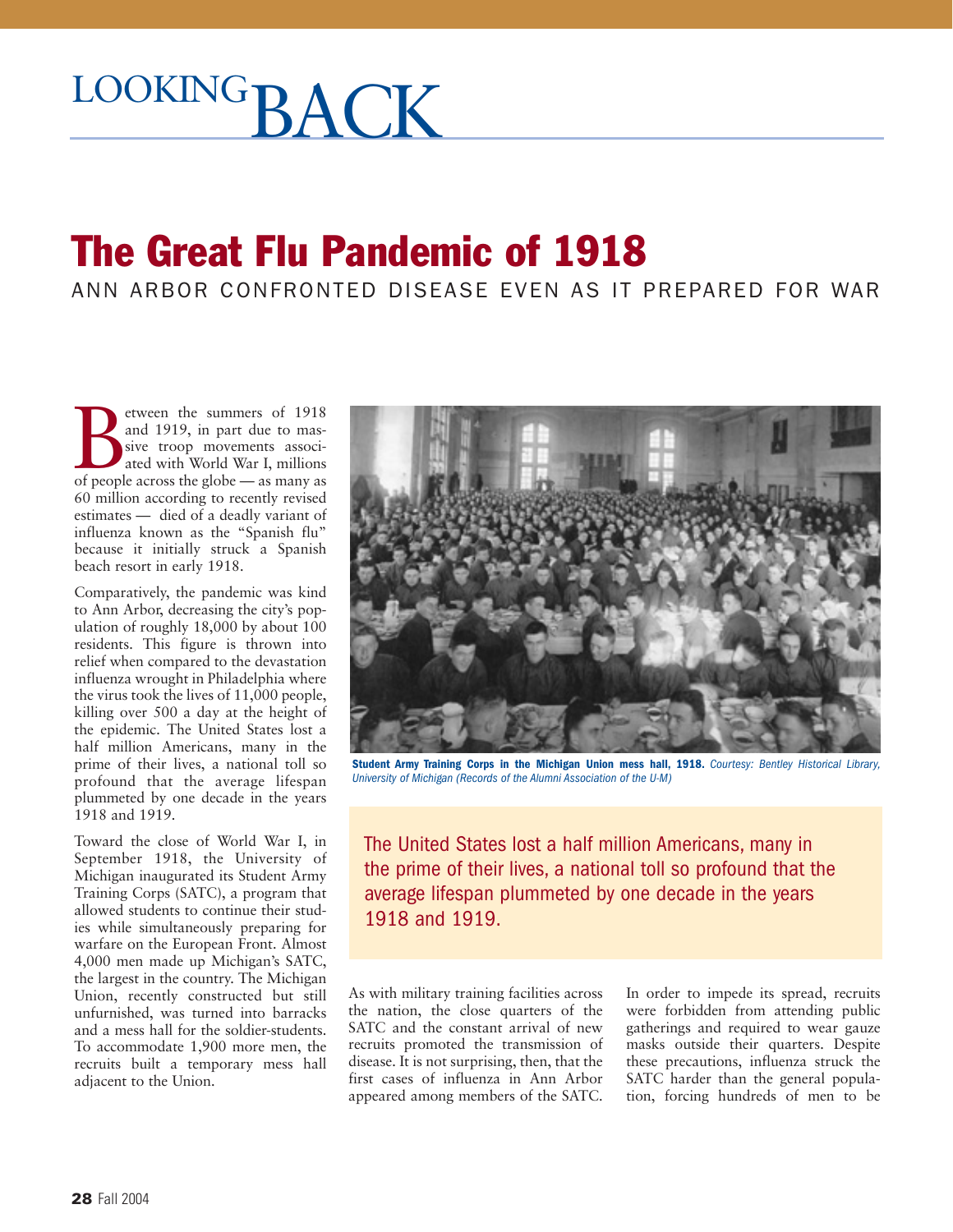LOOKING BACK

# The Great Flu Pandemic of 1918

## ANN ARBOR CONFRONTED DISEASE EVEN AS IT PREPARED FOR WAR

Between the summers of 1918 and 1919, in part due to massive troop movements associated with World War I, millions of people across the globe — as many as 60 million according to recently revised estimates — died of a deadly variant of influenza known as the "Spanish flu" because it initially struck a Spanish beach resort in early 1918.

Comparatively, the pandemic was kind to Ann Arbor, decreasing the city's population of roughly 18,000 by about 100 residents. This figure is thrown into relief when compared to the devastation influenza wrought in Philadelphia where the virus took the lives of 11,000 people, killing over 500 a day at the height of the epidemic. The United States lost a half million Americans, many in the prime of their lives, a national toll so profound that the average lifespan plummeted by one decade in the years 1918 and 1919.

Toward the close of World War I, in September 1918, the University of Michigan inaugurated its Student Army Training Corps (SATC), a program that allowed students to continue their studies while simultaneously preparing for warfare on the European Front. Almost 4,000 men made up Michigan's SATC, the largest in the country. The Michigan Union, recently constructed but still unfurnished, was turned into barracks and a mess hall for the soldier-students. To accommodate 1,900 more men, the recruits built a temporary mess hall adjacent to the Union.

**Student Army Training Corps in the Michigan Union mess hall, 1918.** *Courtesy: Bentley Historical Library, University of Michigan (Records of the Alumni Association of the U-M)*

> The United States lost a half million Americans, many in the prime of their lives, a national toll so profound that the average lifespan plummeted by one decade in the years 1918 and 1919.

As with military training facilities across the nation, the close quarters of the SATC and the constant arrival of new recruits promoted the transmission of disease. It is not surprising, then, that the first cases of influenza in Ann Arbor appeared among members of the SATC.

In order to impede its spread, recruits were forbidden from attending public gatherings and required to wear gauze masks outside their quarters. Despite these precautions, influenza struck the SATC harder than the general population, forcing hundreds of men to be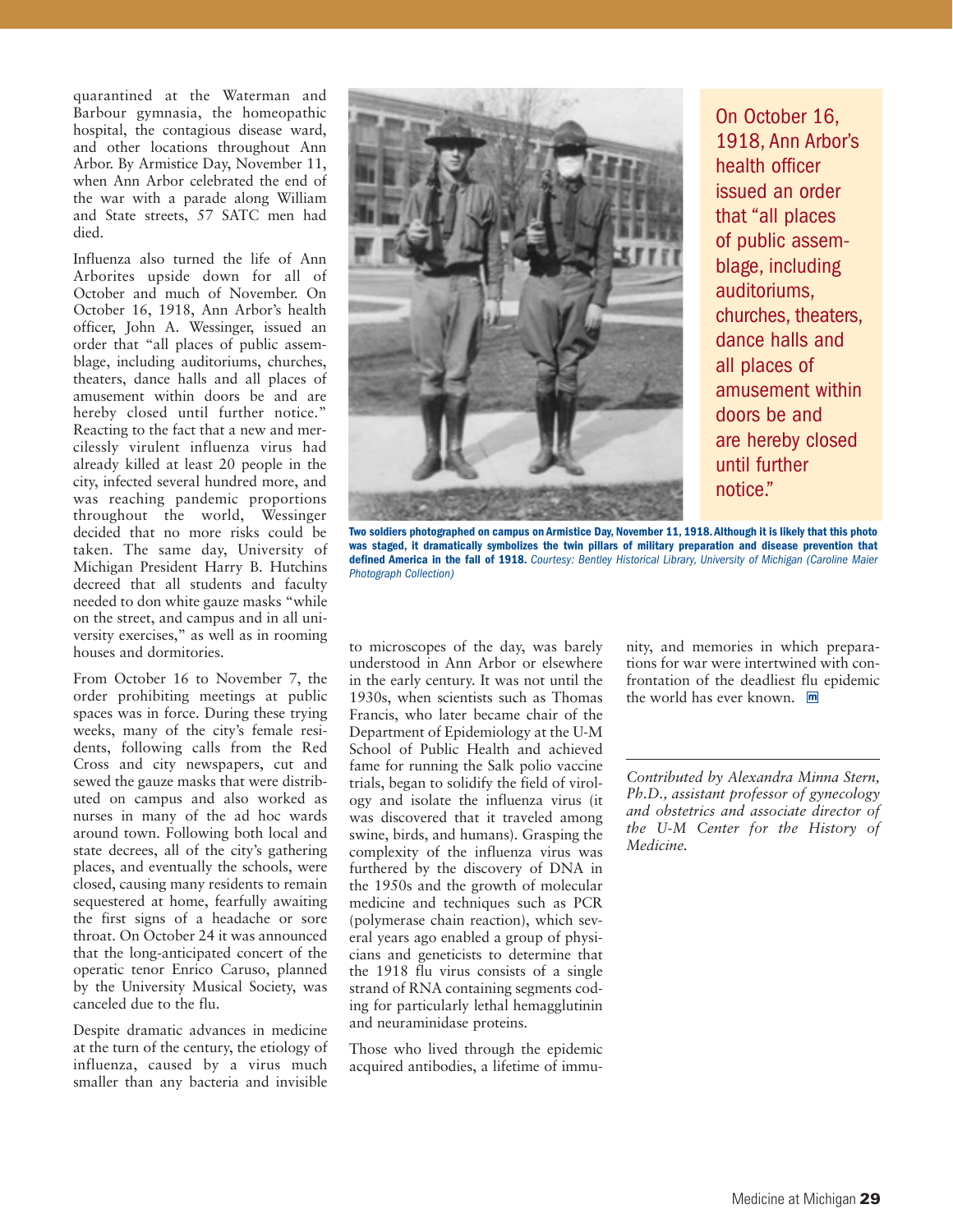quarantined at the Waterman and Barbour gymnasia, the homeopathic hospital, the contagious disease ward, and other locations throughout Ann Arbor. By Armistice Day, November 11, when Ann Arbor celebrated the end of the war with a parade along William and State streets, 57 SATC men had died.

Influenza also turned the life of Ann Arborites upside down for all of October and much of November. On October 16, 1918, Ann Arbor's health officer, John A. Wessinger, issued an order that "all places of public assemblage, including auditoriums, churches, theaters, dance halls and all places of amusement within doors be and are hereby closed until further notice." Reacting to the fact that a new and mercilessly virulent influenza virus had already killed at least 20 people in the city, infected several hundred more, and was reaching pandemic proportions throughout the world, Wessinger decided that no more risks could be taken. The same day, University of Michigan President Harry B. Hutchins decreed that all students and faculty needed to don white gauze masks "while on the street, and campus and in all university exercises," as well as in rooming houses and dormitories.

From October 16 to November 7, the order prohibiting meetings at public spaces was in force. During these trying weeks, many of the city's female residents, following calls from the Red Cross and city newspapers, cut and sewed the gauze masks that were distributed on campus and also worked as nurses in many of the ad hoc wards around town. Following both local and state decrees, all of the city's gathering places, and eventually the schools, were closed, causing many residents to remain sequestered at home, fearfully awaiting the first signs of a headache or sore throat. On October 24 it was announced that the long-anticipated concert of the operatic tenor Enrico Caruso, planned by the University Musical Society, was canceled due to the flu.

Despite dramatic advances in medicine at the turn of the century, the etiology of influenza, caused by a virus much smaller than any bacteria and invisible to microscopes of the day, was barely understood in Ann Arbor or elsewhere in the early century. It was not until the 1930s, when scientists such as Thomas Francis, who later became chair of the Department of Epidemiology at the U-M School of Public Health and achieved fame for running the Salk polio vaccine trials, began to solidify the field of virology and isolate the influenza virus (it was discovered that it traveled among swine, birds, and humans). Grasping the complexity of the influenza virus was furthered by the discovery of DNA in the 1950s and the growth of molecular medicine and techniques such as PCR (polymerase chain reaction), which several years ago enabled a group of physicians and geneticists to determine that the 1918 flu virus consists of a single strand of RNA containing segments coding for particularly lethal hemagglutinin and neuraminidase proteins.

Those who lived through the epidemic acquired antibodies, a lifetime of immunity, and memories in which preparations for war were intertwined with confrontation of the deadliest flu epidemic the world has ever known.

**Two soldiers photographed on campus on Armistice Day, November 11, 1918. Although it is likely that this photo was staged, it dramatically symbolizes the twin pillars of military preparation and disease prevention that defined America in the fall of 1918.** *Courtesy: Bentley Historical Library, University of Michigan (Caroline Maier Photograph Collection)*

> On October 16, 1918, Ann Arbor's health officer issued an order that "all places of public assemblage, including auditoriums, churches, theaters, dance halls and all places of amusement within doors be and are hereby closed until further notice."

---

*Contributed by Alexandra Minna Stern, Ph.D., assistant professor of gynecology and obstetrics and associate director of the U-M Center for the History of Medicine.*